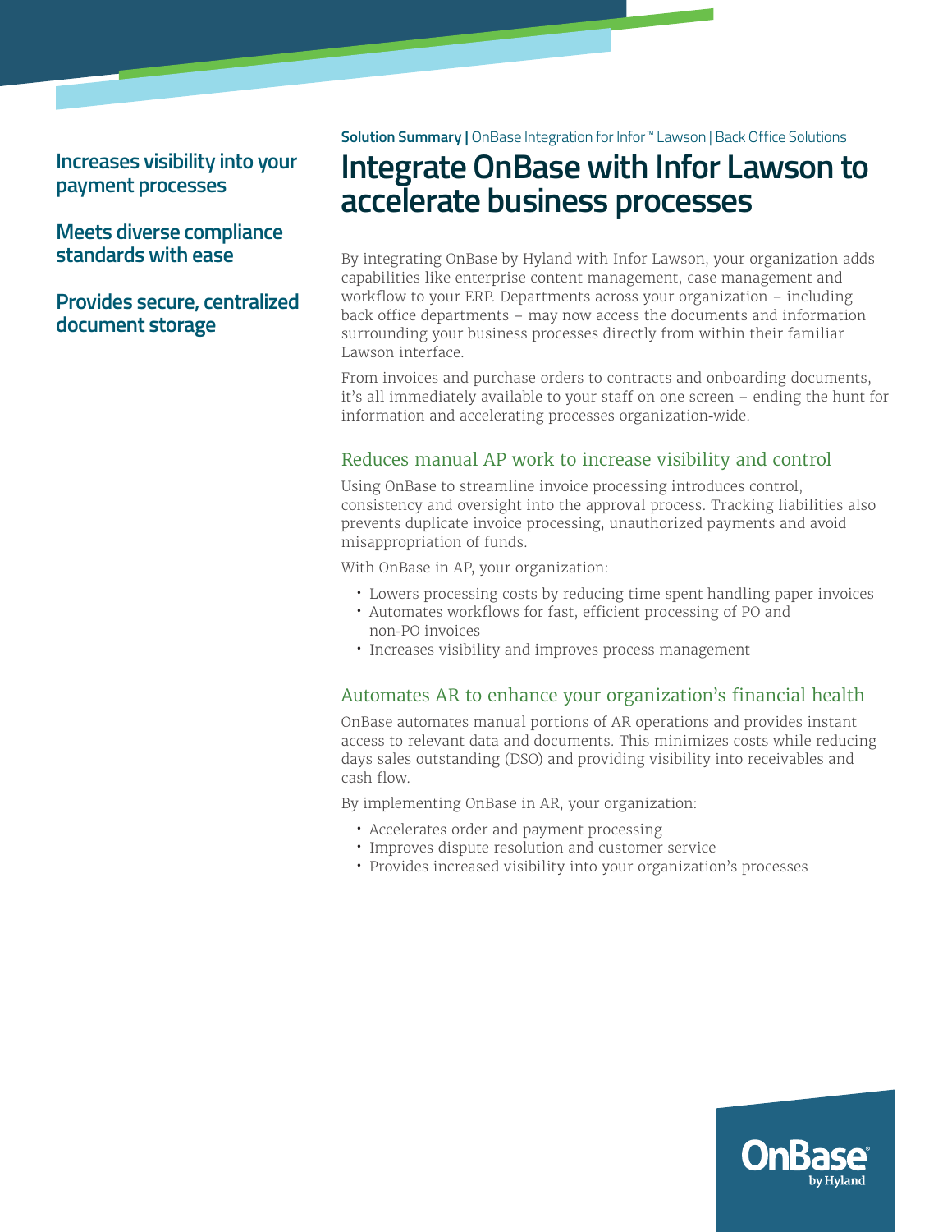**Solution Summary |** OnBase Integration for Infor™ Lawson | Back Office Solutions

# Integrate OnBase with Infor Lawson to accelerate business processes

**Increases visibility into your payment processes**

**Meets diverse compliance standards with ease**

**Provides secure, centralized document storage**

By integrating OnBase by Hyland with Infor Lawson, your organization adds capabilities like enterprise content management, case management and workflow to your ERP. Departments across your organization – including back office departments – may now access the documents and information surrounding your business processes directly from within their familiar Lawson interface.

From invoices and purchase orders to contracts and onboarding documents, it's all immediately available to your staff on one screen – ending the hunt for information and accelerating processes organization-wide.

## Reduces manual AP work to increase visibility and control

Using OnBase to streamline invoice processing introduces control, consistency and oversight into the approval process. Tracking liabilities also prevents duplicate invoice processing, unauthorized payments and avoid misappropriation of funds.

With OnBase in AP, your organization:

- Lowers processing costs by reducing time spent handling paper invoices
- Automates workflows for fast, efficient processing of PO and non-PO invoices
- Increases visibility and improves process management

## Automates AR to enhance your organization's financial health

OnBase automates manual portions of AR operations and provides instant access to relevant data and documents. This minimizes costs while reducing days sales outstanding (DSO) and providing visibility into receivables and cash flow.

By implementing OnBase in AR, your organization:

- Accelerates order and payment processing
- Improves dispute resolution and customer service
- Provides increased visibility into your organization's processes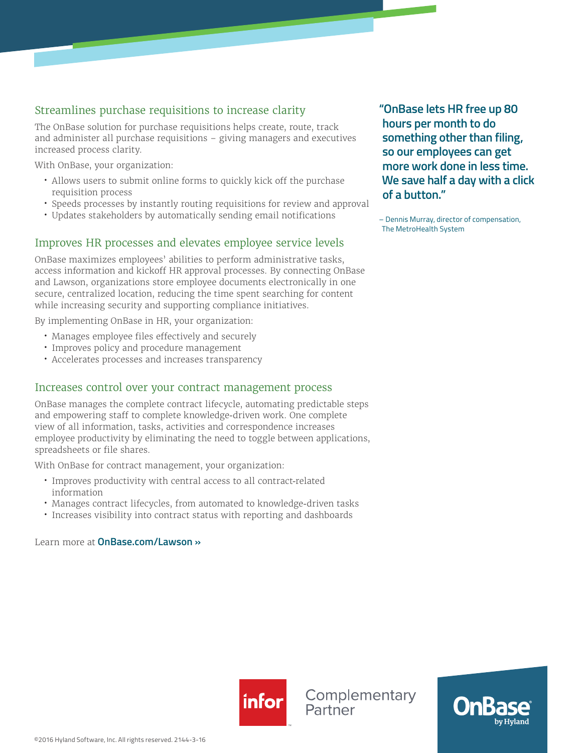## Streamlines purchase requisitions to increase clarity

The OnBase solution for purchase requisitions helps create, route, track and administer all purchase requisitions – giving managers and executives increased process clarity.

With OnBase, your organization:

- Allows users to submit online forms to quickly kick off the purchase requisition process
- Speeds processes by instantly routing requisitions for review and approval
- Updates stakeholders by automatically sending email notifications

## Improves HR processes and elevates employee service levels

OnBase maximizes employees' abilities to perform administrative tasks, access information and kickoff HR approval processes. By connecting OnBase and Lawson, organizations store employee documents electronically in one secure, centralized location, reducing the time spent searching for content while increasing security and supporting compliance initiatives.

By implementing OnBase in HR, your organization:

- Manages employee files effectively and securely
- Improves policy and procedure management
- Accelerates processes and increases transparency

## Increases control over your contract management process

OnBase manages the complete contract lifecycle, automating predictable steps and empowering staff to complete knowledge-driven work. One complete view of all information, tasks, activities and correspondence increases employee productivity by eliminating the need to toggle between applications, spreadsheets or file shares.

With OnBase for contract management, your organization:

- Improves productivity with central access to all contract-related information
- Manages contract lifecycles, from automated to knowledge-driven tasks
- Increases visibility into contract status with reporting and dashboards

Learn more at **OnBase.com/Lawson »**

**"OnBase lets HR free up 80 hours per month to do something other than filing, so our employees can get more work done in less time. We save half a day with a click of a button."**

– Dennis Murray, director of compensation, The MetroHealth System

infor Complementary Partner

OnBase by Hyland

©2016 Hyland Software, Inc. All rights reserved. 2144-3-16